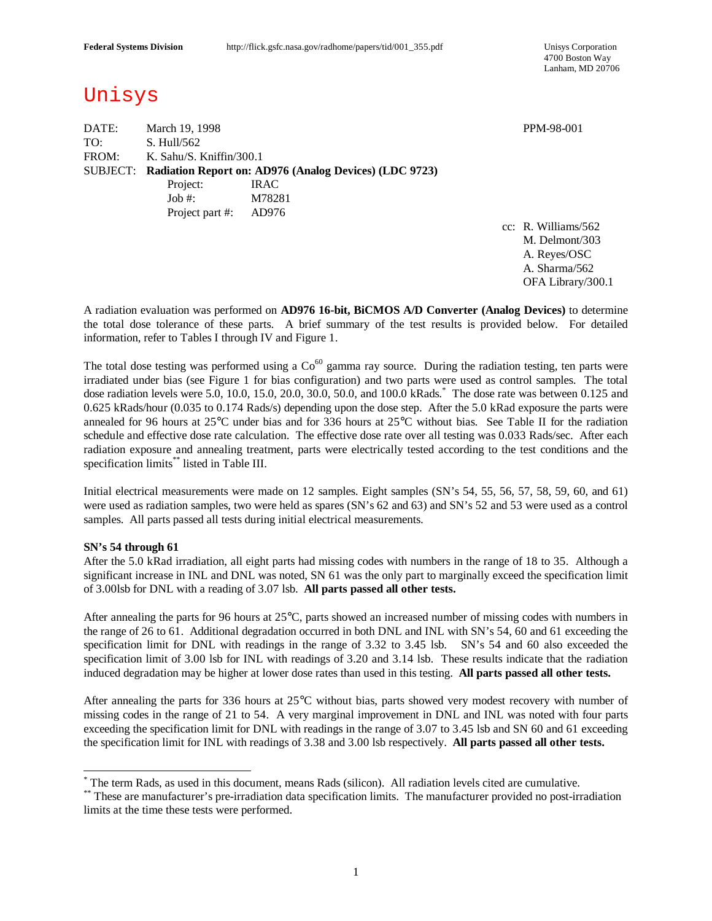**Federal Systems Division** http://flick.gsfc.nasa.gov/radhome/papers/tid/001_355.pdf

Unisys Corporation
4700 Boston Way
Lanham, MD 20706

# Unisys

DATE: March 19, 1998 PPM-98-001
TO: S. Hull/562
FROM: K. Sahu/S. Kniffin/300.1
SUBJECT: **Radiation Report on: AD976 (Analog Devices) (LDC 9723)**

Project: IRAC
Job #: M78281
Project part #: AD976

cc: R. Williams/562
M. Delmont/303
A. Reyes/OSC
A. Sharma/562
OFA Library/300.1

A radiation evaluation was performed on **AD976 16-bit, BiCMOS A/D Converter (Analog Devices)** to determine the total dose tolerance of these parts. A brief summary of the test results is provided below. For detailed information, refer to Tables I through IV and Figure 1.

The total dose testing was performed using a $Co^{60}$ gamma ray source. During the radiation testing, ten parts were irradiated under bias (see Figure 1 for bias configuration) and two parts were used as control samples. The total dose radiation levels were 5.0, 10.0, 15.0, 20.0, 30.0, 50.0, and 100.0 kRads.[*] The dose rate was between 0.125 and 0.625 kRads/hour (0.035 to 0.174 Rads/s) depending upon the dose step. After the 5.0 kRad exposure the parts were annealed for 96 hours at 25°C under bias and for 336 hours at 25°C without bias. See Table II for the radiation schedule and effective dose rate calculation. The effective dose rate over all testing was 0.033 Rads/sec. After each radiation exposure and annealing treatment, parts were electrically tested according to the test conditions and the specification limits[**] listed in Table III.

Initial electrical measurements were made on 12 samples. Eight samples (SN's 54, 55, 56, 57, 58, 59, 60, and 61) were used as radiation samples, two were held as spares (SN's 62 and 63) and SN's 52 and 53 were used as a control samples. All parts passed all tests during initial electrical measurements.

**SN's 54 through 61**

After the 5.0 kRad irradiation, all eight parts had missing codes with numbers in the range of 18 to 35. Although a significant increase in INL and DNL was noted, SN 61 was the only part to marginally exceed the specification limit of 3.00lsb for DNL with a reading of 3.07 lsb. **All parts passed all other tests.**

After annealing the parts for 96 hours at 25°C, parts showed an increased number of missing codes with numbers in the range of 26 to 61. Additional degradation occurred in both DNL and INL with SN's 54, 60 and 61 exceeding the specification limit for DNL with readings in the range of 3.32 to 3.45 lsb. SN's 54 and 60 also exceeded the specification limit of 3.00 lsb for INL with readings of 3.20 and 3.14 lsb. These results indicate that the radiation induced degradation may be higher at lower dose rates than used in this testing. **All parts passed all other tests.**

After annealing the parts for 336 hours at 25°C without bias, parts showed very modest recovery with number of missing codes in the range of 21 to 54. A very marginal improvement in DNL and INL was noted with four parts exceeding the specification limit for DNL with readings in the range of 3.07 to 3.45 lsb and SN 60 and 61 exceeding the specification limit for INL with readings of 3.38 and 3.00 lsb respectively. **All parts passed all other tests.**

---

[*] The term Rads, as used in this document, means Rads (silicon). All radiation levels cited are cumulative.
[**] These are manufacturer's pre-irradiation data specification limits. The manufacturer provided no post-irradiation limits at the time these tests were performed.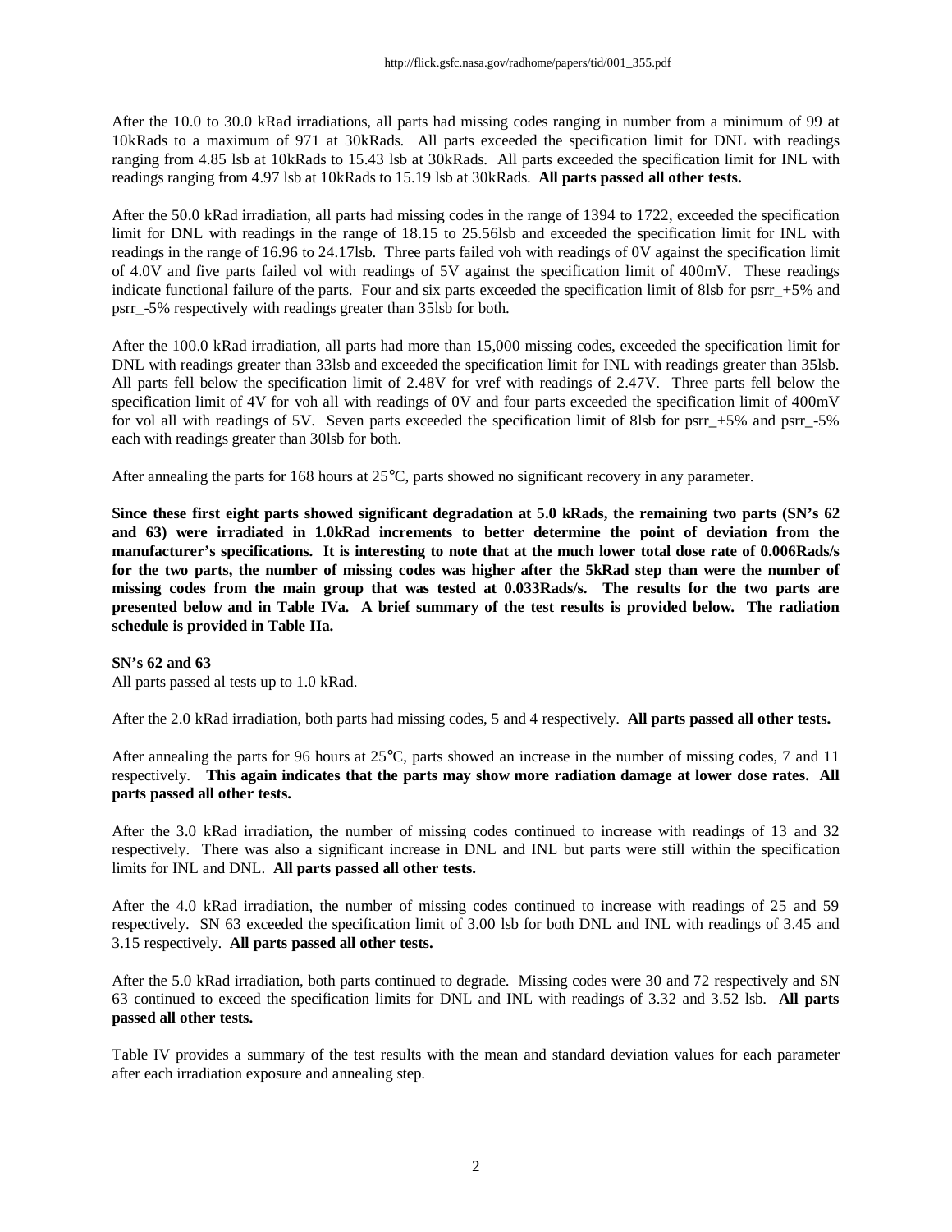After the 10.0 to 30.0 kRad irradiations, all parts had missing codes ranging in number from a minimum of 99 at 10kRads to a maximum of 971 at 30kRads. All parts exceeded the specification limit for DNL with readings ranging from 4.85 lsb at 10kRads to 15.43 lsb at 30kRads. All parts exceeded the specification limit for INL with readings ranging from 4.97 lsb at 10kRads to 15.19 lsb at 30kRads. **All parts passed all other tests.**

After the 50.0 kRad irradiation, all parts had missing codes in the range of 1394 to 1722, exceeded the specification limit for DNL with readings in the range of 18.15 to 25.56lsb and exceeded the specification limit for INL with readings in the range of 16.96 to 24.17lsb. Three parts failed voh with readings of 0V against the specification limit of 4.0V and five parts failed vol with readings of 5V against the specification limit of 400mV. These readings indicate functional failure of the parts. Four and six parts exceeded the specification limit of 8lsb for psrr_+5% and psrr_-5% respectively with readings greater than 35lsb for both.

After the 100.0 kRad irradiation, all parts had more than 15,000 missing codes, exceeded the specification limit for DNL with readings greater than 33lsb and exceeded the specification limit for INL with readings greater than 35lsb. All parts fell below the specification limit of 2.48V for vref with readings of 2.47V. Three parts fell below the specification limit of 4V for voh all with readings of 0V and four parts exceeded the specification limit of 400mV for vol all with readings of 5V. Seven parts exceeded the specification limit of 8lsb for psrr_+5% and psrr_-5% each with readings greater than 30lsb for both.

After annealing the parts for 168 hours at 25°C, parts showed no significant recovery in any parameter.

**Since these first eight parts showed significant degradation at 5.0 kRads, the remaining two parts (SN's 62 and 63) were irradiated in 1.0kRad increments to better determine the point of deviation from the manufacturer's specifications. It is interesting to note that at the much lower total dose rate of 0.006Rads/s for the two parts, the number of missing codes was higher after the 5kRad step than were the number of missing codes from the main group that was tested at 0.033Rads/s. The results for the two parts are presented below and in Table IVa. A brief summary of the test results is provided below. The radiation schedule is provided in Table IIa.**

**SN's 62 and 63**

All parts passed al tests up to 1.0 kRad.

After the 2.0 kRad irradiation, both parts had missing codes, 5 and 4 respectively. **All parts passed all other tests.**

After annealing the parts for 96 hours at 25°C, parts showed an increase in the number of missing codes, 7 and 11 respectively. **This again indicates that the parts may show more radiation damage at lower dose rates. All parts passed all other tests.**

After the 3.0 kRad irradiation, the number of missing codes continued to increase with readings of 13 and 32 respectively. There was also a significant increase in DNL and INL but parts were still within the specification limits for INL and DNL. **All parts passed all other tests.**

After the 4.0 kRad irradiation, the number of missing codes continued to increase with readings of 25 and 59 respectively. SN 63 exceeded the specification limit of 3.00 lsb for both DNL and INL with readings of 3.45 and 3.15 respectively. **All parts passed all other tests.**

After the 5.0 kRad irradiation, both parts continued to degrade. Missing codes were 30 and 72 respectively and SN 63 continued to exceed the specification limits for DNL and INL with readings of 3.32 and 3.52 lsb. **All parts passed all other tests.**

Table IV provides a summary of the test results with the mean and standard deviation values for each parameter after each irradiation exposure and annealing step.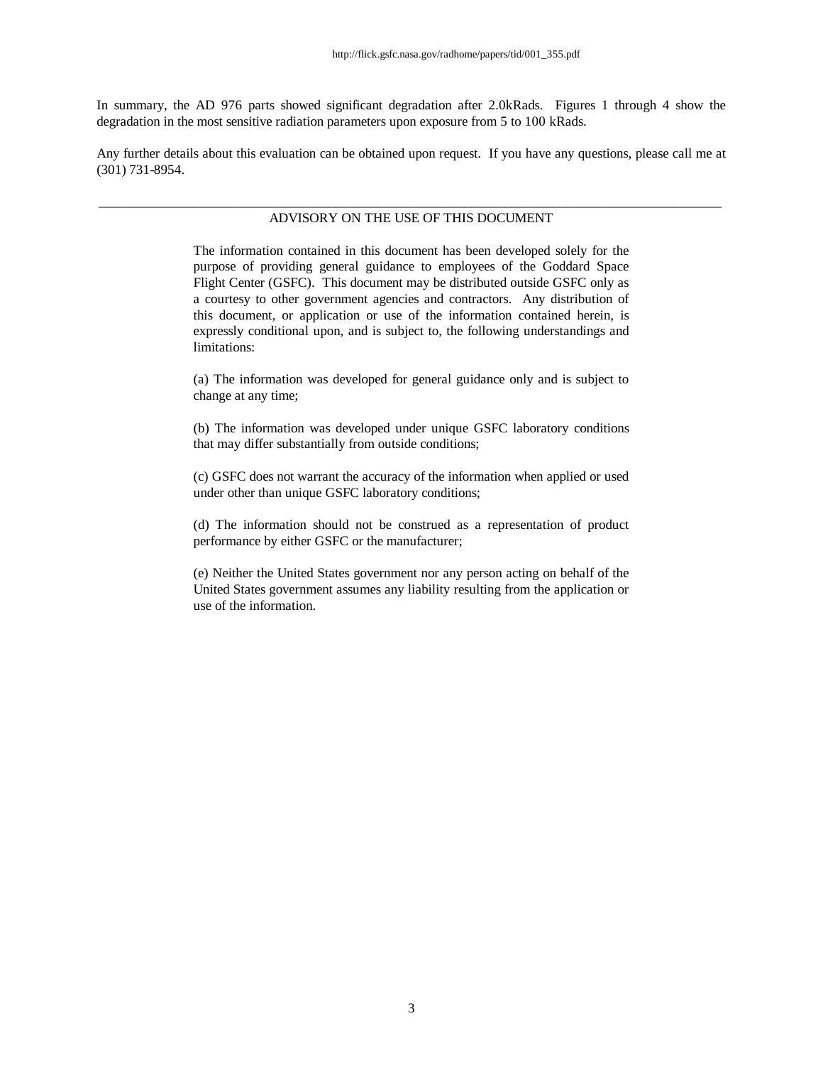In summary, the AD 976 parts showed significant degradation after 2.0kRads. Figures 1 through 4 show the degradation in the most sensitive radiation parameters upon exposure from 5 to 100 kRads.

Any further details about this evaluation can be obtained upon request. If you have any questions, please call me at (301) 731-8954.

---

ADVISORY ON THE USE OF THIS DOCUMENT

The information contained in this document has been developed solely for the purpose of providing general guidance to employees of the Goddard Space Flight Center (GSFC). This document may be distributed outside GSFC only as a courtesy to other government agencies and contractors. Any distribution of this document, or application or use of the information contained herein, is expressly conditional upon, and is subject to, the following understandings and limitations:

(a) The information was developed for general guidance only and is subject to change at any time;

(b) The information was developed under unique GSFC laboratory conditions that may differ substantially from outside conditions;

(c) GSFC does not warrant the accuracy of the information when applied or used under other than unique GSFC laboratory conditions;

(d) The information should not be construed as a representation of product performance by either GSFC or the manufacturer;

(e) Neither the United States government nor any person acting on behalf of the United States government assumes any liability resulting from the application or use of the information.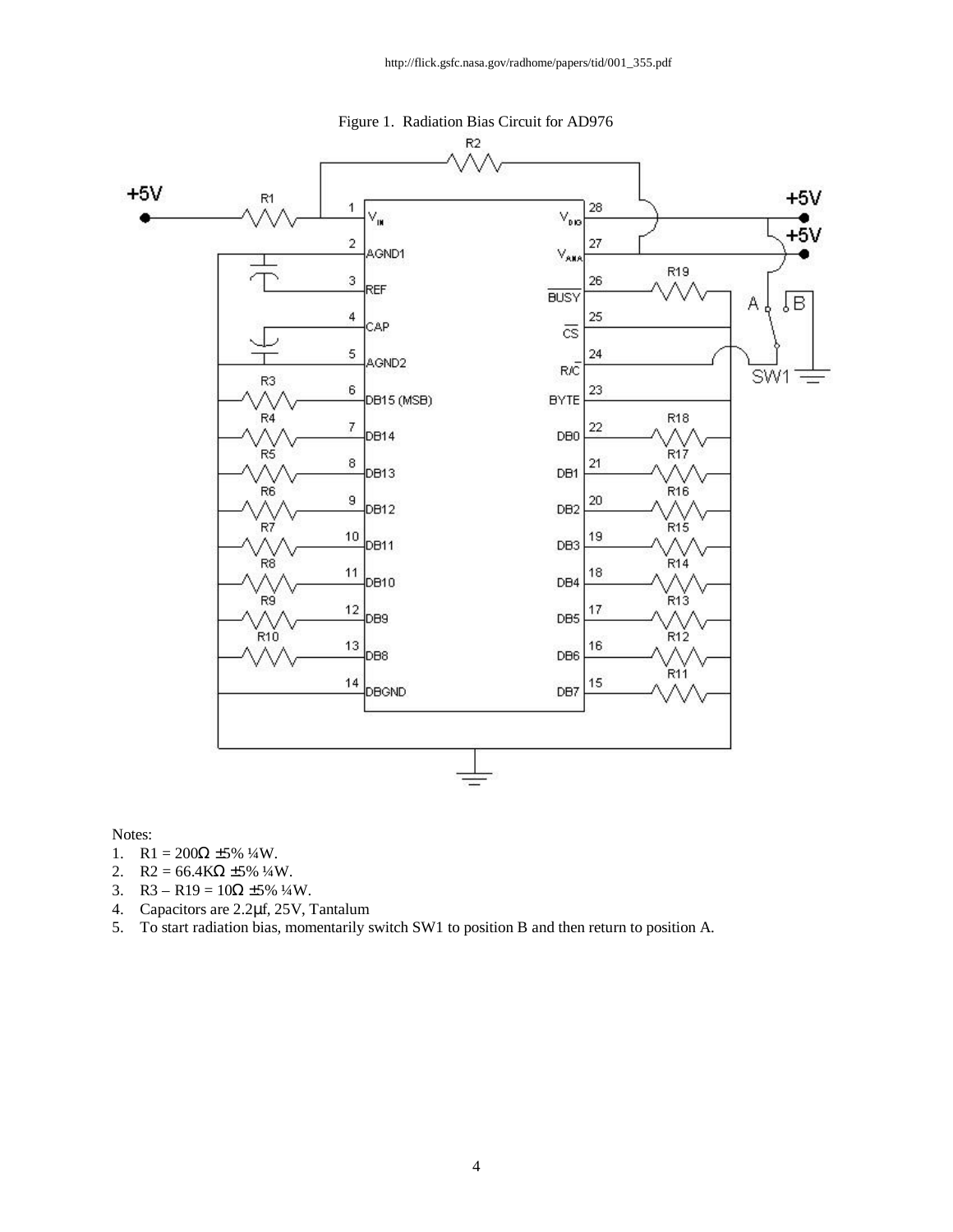http://flick.gsfc.nasa.gov/radhome/papers/tid/001_355.pdf

Figure 1. Radiation Bias Circuit for AD976

Notes:

1. R1 = 200Ω ±5% ¼W.
2. R2 = 66.4KΩ ±5% ¼W.
3. R3 – R19 = 10Ω ±5% ¼W.
4. Capacitors are 2.2μf, 25V, Tantalum
5. To start radiation bias, momentarily switch SW1 to position B and then return to position A.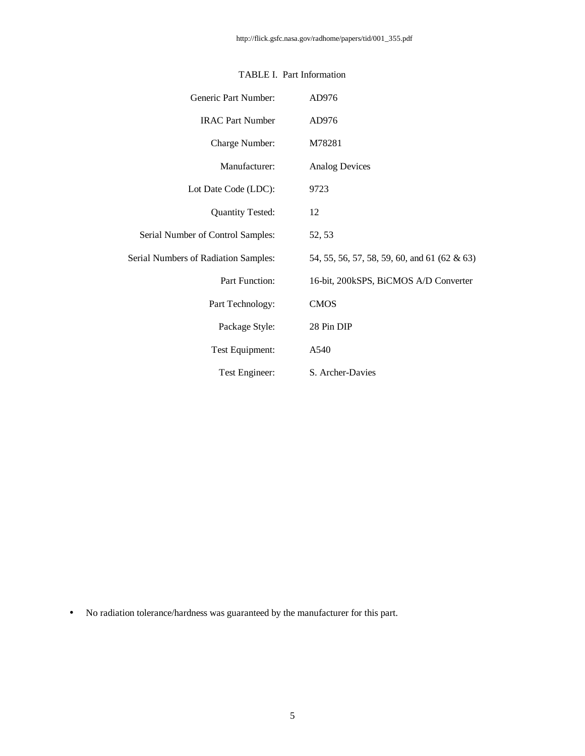TABLE I. Part Information

| | |
|---|---|
| Generic Part Number: | AD976 |
| IRAC Part Number | AD976 |
| Charge Number: | M78281 |
| Manufacturer: | Analog Devices |
| Lot Date Code (LDC): | 9723 |
| Quantity Tested: | 12 |
| Serial Number of Control Samples: | 52, 53 |
| Serial Numbers of Radiation Samples: | 54, 55, 56, 57, 58, 59, 60, and 61 (62 & 63) |
| Part Function: | 16-bit, 200kSPS, BiCMOS A/D Converter |
| Part Technology: | CMOS |
| Package Style: | 28 Pin DIP |
| Test Equipment: | A540 |
| Test Engineer: | S. Archer-Davies |

- No radiation tolerance/hardness was guaranteed by the manufacturer for this part.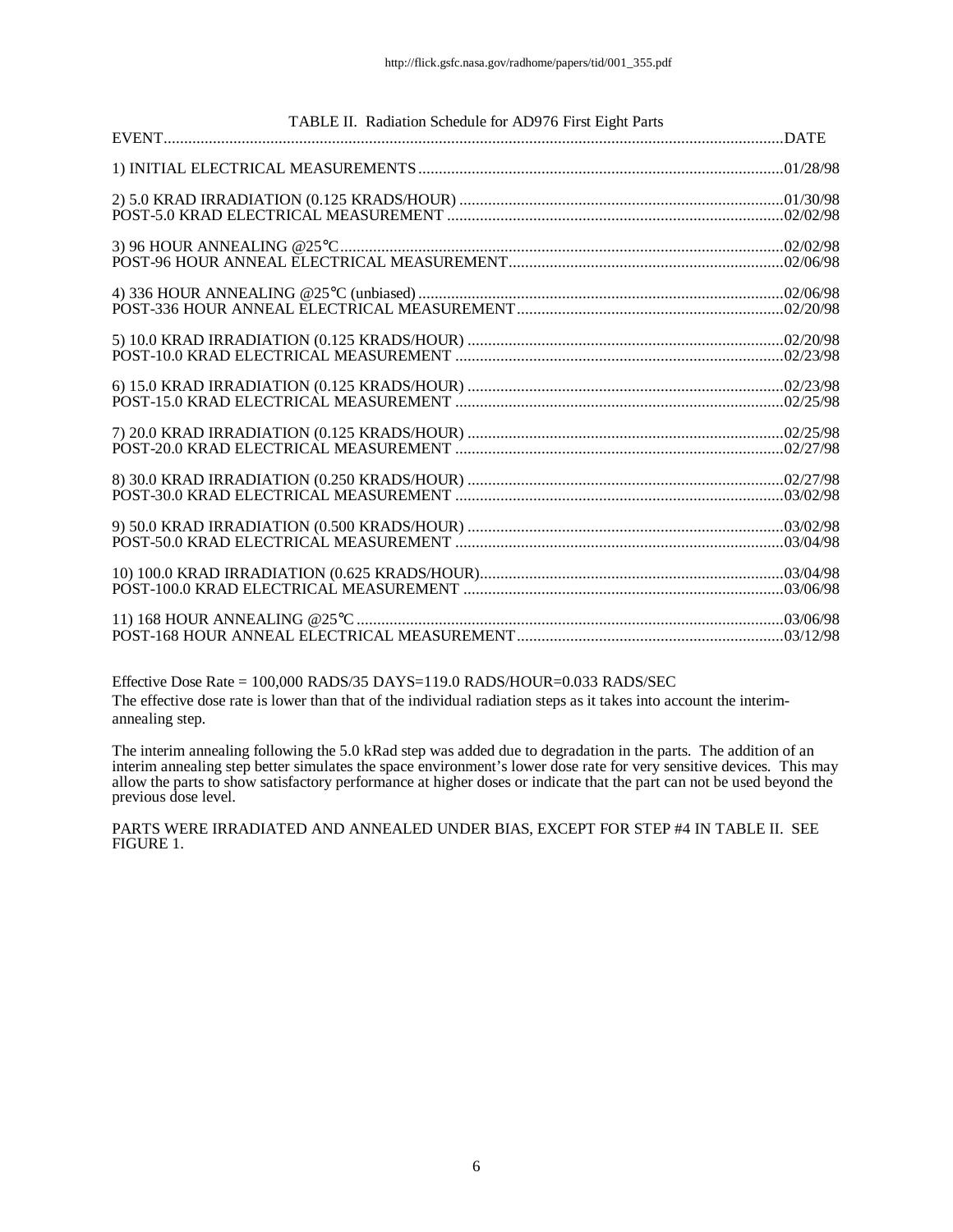TABLE II. Radiation Schedule for AD976 First Eight Parts

| EVENT | DATE |
| --- | --- |
| 1) INITIAL ELECTRICAL MEASUREMENTS | 01/28/98 |
| 2) 5.0 KRAD IRRADIATION (0.125 KRADS/HOUR) | 01/30/98 |
| POST-5.0 KRAD ELECTRICAL MEASUREMENT | 02/02/98 |
| 3) 96 HOUR ANNEALING @25°C | 02/02/98 |
| POST-96 HOUR ANNEAL ELECTRICAL MEASUREMENT | 02/06/98 |
| 4) 336 HOUR ANNEALING @25°C (unbiased) | 02/06/98 |
| POST-336 HOUR ANNEAL ELECTRICAL MEASUREMENT | 02/20/98 |
| 5) 10.0 KRAD IRRADIATION (0.125 KRADS/HOUR) | 02/20/98 |
| POST-10.0 KRAD ELECTRICAL MEASUREMENT | 02/23/98 |
| 6) 15.0 KRAD IRRADIATION (0.125 KRADS/HOUR) | 02/23/98 |
| POST-15.0 KRAD ELECTRICAL MEASUREMENT | 02/25/98 |
| 7) 20.0 KRAD IRRADIATION (0.125 KRADS/HOUR) | 02/25/98 |
| POST-20.0 KRAD ELECTRICAL MEASUREMENT | 02/27/98 |
| 8) 30.0 KRAD IRRADIATION (0.250 KRADS/HOUR) | 02/27/98 |
| POST-30.0 KRAD ELECTRICAL MEASUREMENT | 03/02/98 |
| 9) 50.0 KRAD IRRADIATION (0.500 KRADS/HOUR) | 03/02/98 |
| POST-50.0 KRAD ELECTRICAL MEASUREMENT | 03/04/98 |
| 10) 100.0 KRAD IRRADIATION (0.625 KRADS/HOUR) | 03/04/98 |
| POST-100.0 KRAD ELECTRICAL MEASUREMENT | 03/06/98 |
| 11) 168 HOUR ANNEALING @25°C | 03/06/98 |
| POST-168 HOUR ANNEAL ELECTRICAL MEASUREMENT | 03/12/98 |

Effective Dose Rate = 100,000 RADS/35 DAYS=119.0 RADS/HOUR=0.033 RADS/SEC

The effective dose rate is lower than that of the individual radiation steps as it takes into account the interim-annealing step.

The interim annealing following the 5.0 kRad step was added due to degradation in the parts. The addition of an interim annealing step better simulates the space environment's lower dose rate for very sensitive devices. This may allow the parts to show satisfactory performance at higher doses or indicate that the part can not be used beyond the previous dose level.

PARTS WERE IRRADIATED AND ANNEALED UNDER BIAS, EXCEPT FOR STEP #4 IN TABLE II. SEE FIGURE 1.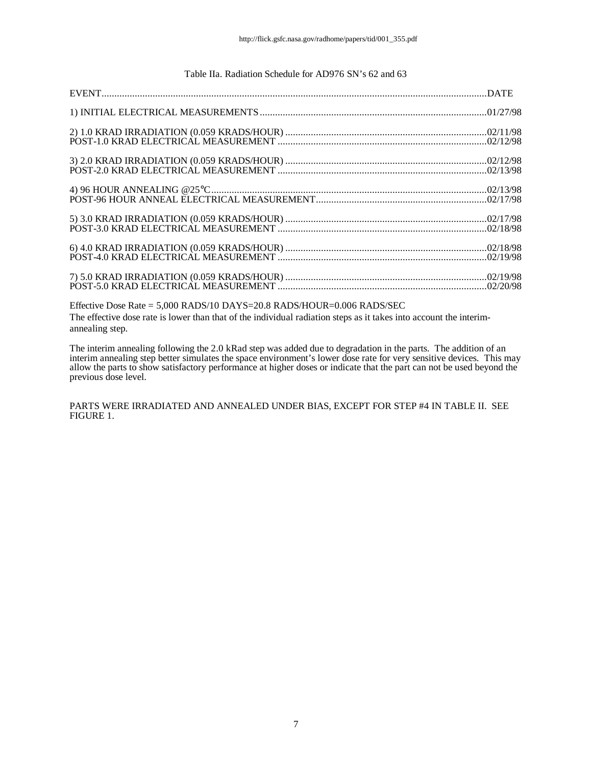Table IIa. Radiation Schedule for AD976 SN's 62 and 63

| EVENT | DATE |
|---|---|
| 1) INITIAL ELECTRICAL MEASUREMENTS | 01/27/98 |
| 2) 1.0 KRAD IRRADIATION (0.059 KRADS/HOUR) | 02/11/98 |
| POST-1.0 KRAD ELECTRICAL MEASUREMENT | 02/12/98 |
| 3) 2.0 KRAD IRRADIATION (0.059 KRADS/HOUR) | 02/12/98 |
| POST-2.0 KRAD ELECTRICAL MEASUREMENT | 02/13/98 |
| 4) 96 HOUR ANNEALING @25°C | 02/13/98 |
| POST-96 HOUR ANNEAL ELECTRICAL MEASUREMENT | 02/17/98 |
| 5) 3.0 KRAD IRRADIATION (0.059 KRADS/HOUR) | 02/17/98 |
| POST-3.0 KRAD ELECTRICAL MEASUREMENT | 02/18/98 |
| 6) 4.0 KRAD IRRADIATION (0.059 KRADS/HOUR) | 02/18/98 |
| POST-4.0 KRAD ELECTRICAL MEASUREMENT | 02/19/98 |
| 7) 5.0 KRAD IRRADIATION (0.059 KRADS/HOUR) | 02/19/98 |
| POST-5.0 KRAD ELECTRICAL MEASUREMENT | 02/20/98 |

Effective Dose Rate = 5,000 RADS/10 DAYS=20.8 RADS/HOUR=0.006 RADS/SEC

The effective dose rate is lower than that of the individual radiation steps as it takes into account the interim-annealing step.

The interim annealing following the 2.0 kRad step was added due to degradation in the parts. The addition of an interim annealing step better simulates the space environment's lower dose rate for very sensitive devices. This may allow the parts to show satisfactory performance at higher doses or indicate that the part can not be used beyond the previous dose level.

PARTS WERE IRRADIATED AND ANNEALED UNDER BIAS, EXCEPT FOR STEP #4 IN TABLE II. SEE FIGURE 1.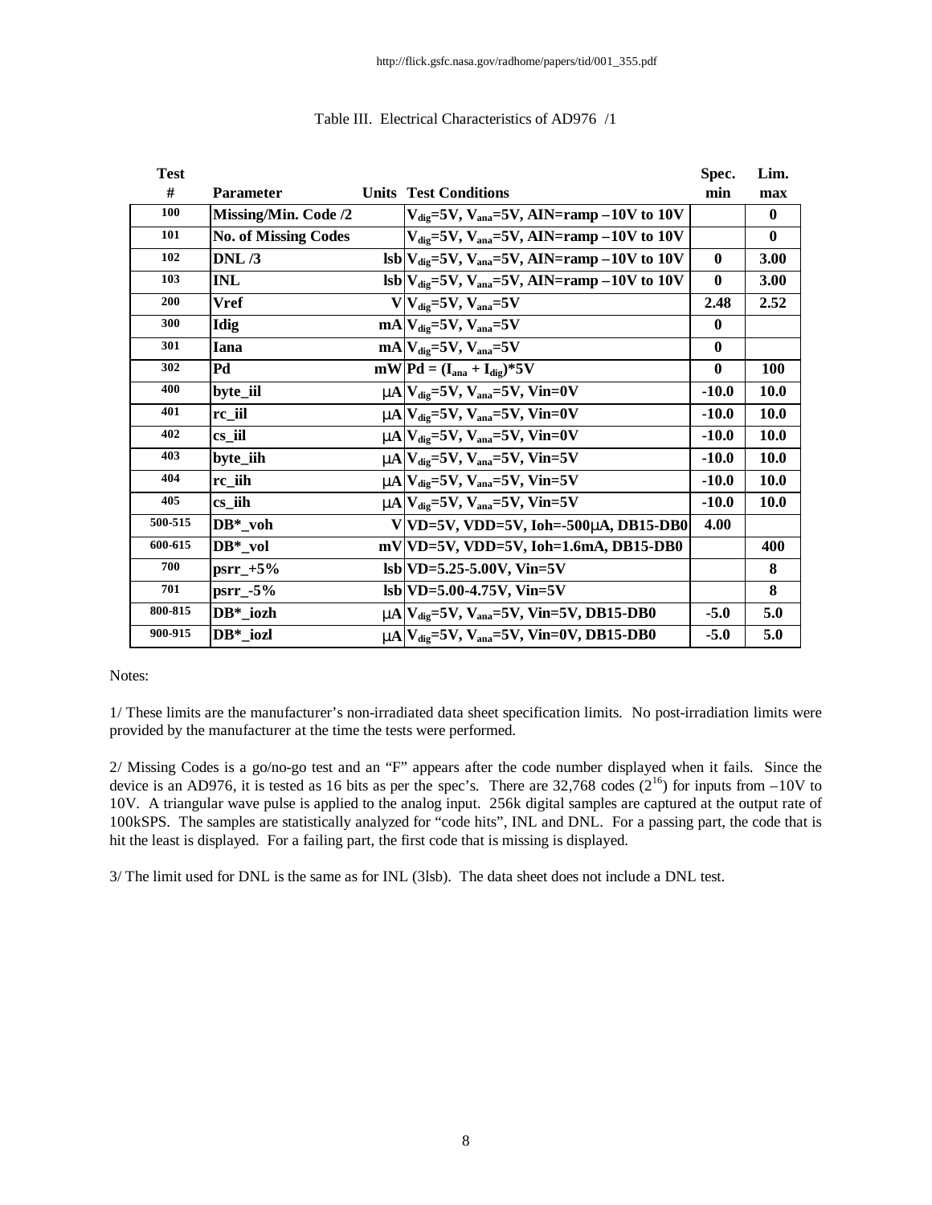http://flick.gsfc.nasa.gov/radhome/papers/tid/001_355.pdf

Table III. Electrical Characteristics of AD976 /1

| Test # | Parameter | Units | Test Conditions | Spec. min | Lim. max |
|---|---|---|---|---|---|
| 100 | Missing/Min. Code /2 | | $V_{dig}$=5V, $V_{ana}$=5V, AIN=ramp –10V to 10V | | 0 |
| 101 | No. of Missing Codes | | $V_{dig}$=5V, $V_{ana}$=5V, AIN=ramp –10V to 10V | | 0 |
| 102 | DNL /3 | lsb | $V_{dig}$=5V, $V_{ana}$=5V, AIN=ramp –10V to 10V | 0 | 3.00 |
| 103 | INL | lsb | $V_{dig}$=5V, $V_{ana}$=5V, AIN=ramp –10V to 10V | 0 | 3.00 |
| 200 | Vref | V | $V_{dig}$=5V, $V_{ana}$=5V | 2.48 | 2.52 |
| 300 | Idig | mA | $V_{dig}$=5V, $V_{ana}$=5V | 0 | |
| 301 | Iana | mA | $V_{dig}$=5V, $V_{ana}$=5V | 0 | |
| 302 | Pd | mW | Pd = ($I_{ana}$ + $I_{dig}$)*5V | 0 | 100 |
| 400 | byte_iil | μA | $V_{dig}$=5V, $V_{ana}$=5V, Vin=0V | -10.0 | 10.0 |
| 401 | rc_iil | μA | $V_{dig}$=5V, $V_{ana}$=5V, Vin=0V | -10.0 | 10.0 |
| 402 | cs_iil | μA | $V_{dig}$=5V, $V_{ana}$=5V, Vin=0V | -10.0 | 10.0 |
| 403 | byte_iih | μA | $V_{dig}$=5V, $V_{ana}$=5V, Vin=5V | -10.0 | 10.0 |
| 404 | rc_iih | μA | $V_{dig}$=5V, $V_{ana}$=5V, Vin=5V | -10.0 | 10.0 |
| 405 | cs_iih | μA | $V_{dig}$=5V, $V_{ana}$=5V, Vin=5V | -10.0 | 10.0 |
| 500-515 | DB*_voh | V | VD=5V, VDD=5V, Ioh=-500μA, DB15-DB0 | 4.00 | |
| 600-615 | DB*_vol | mV | VD=5V, VDD=5V, Ioh=1.6mA, DB15-DB0 | | 400 |
| 700 | psrr_+5% | lsb | VD=5.25-5.00V, Vin=5V | | 8 |
| 701 | psrr_-5% | lsb | VD=5.00-4.75V, Vin=5V | | 8 |
| 800-815 | DB*_iozh | μA | $V_{dig}$=5V, $V_{ana}$=5V, Vin=5V, DB15-DB0 | -5.0 | 5.0 |
| 900-915 | DB*_iozl | μA | $V_{dig}$=5V, $V_{ana}$=5V, Vin=0V, DB15-DB0 | -5.0 | 5.0 |

Notes:

1/ These limits are the manufacturer's non-irradiated data sheet specification limits. No post-irradiation limits were provided by the manufacturer at the time the tests were performed.

2/ Missing Codes is a go/no-go test and an "F" appears after the code number displayed when it fails. Since the device is an AD976, it is tested as 16 bits as per the spec's. There are 32,768 codes ($2^{16}$) for inputs from –10V to 10V. A triangular wave pulse is applied to the analog input. 256k digital samples are captured at the output rate of 100kSPS. The samples are statistically analyzed for "code hits", INL and DNL. For a passing part, the code that is hit the least is displayed. For a failing part, the first code that is missing is displayed.

3/ The limit used for DNL is the same as for INL (3lsb). The data sheet does not include a DNL test.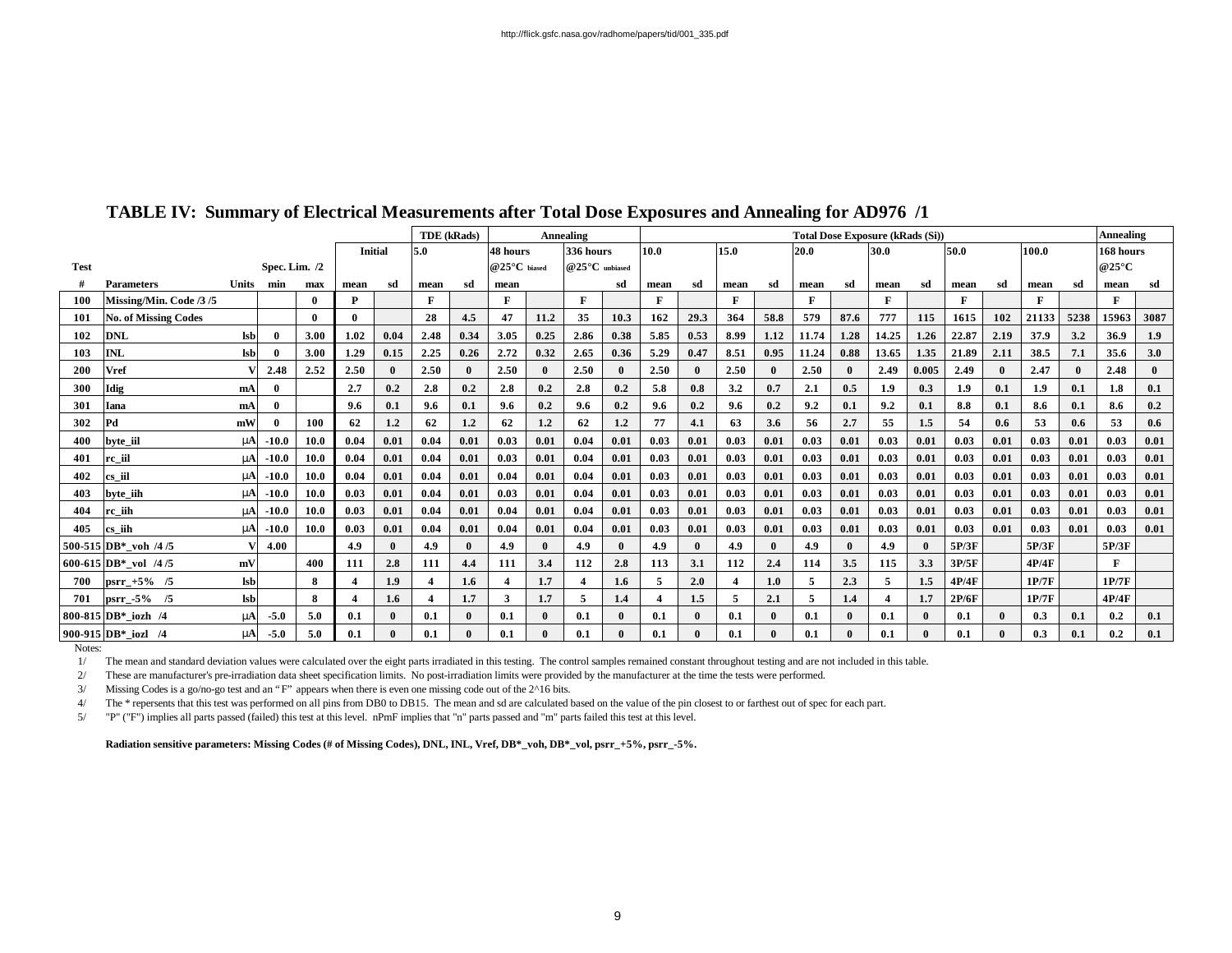http://flick.gsfc.nasa.gov/radhome/papers/tid/001_335.pdf

## TABLE IV: Summary of Electrical Measurements after Total Dose Exposures and Annealing for AD976 /1

| Test | | | | | Initial | | TDE (kRads) | | Annealing | | | | Total Dose Exposure (kRads (Si)) | | | | | | | | | | | | Annealing | |
|---|---|---|---|---|---|---|---|---|---|---|---|---|---|---|---|---|---|---|---|---|---|---|---|---|---|---|
| | | | Spec. Lim. /2 | | | | 5.0 | | 48 hours @25°C biased | | 336 hours @25°C unbiased | | 10.0 | | 15.0 | | 20.0 | | 30.0 | | 50.0 | | 100.0 | | 168 hours @25°C | |
| # | Parameters | Units | min | max | mean | sd | mean | sd | mean | | | sd | mean | sd | mean | sd | mean | sd | mean | sd | mean | sd | mean | sd | mean | sd |
| 100 | Missing/Min. Code /3 /5 | | | 0 | P | | F | | F | | F | | F | | F | | F | | F | | F | | F | | F | |
| 101 | No. of Missing Codes | | | 0 | 0 | | 28 | 4.5 | 47 | 11.2 | 35 | 10.3 | 162 | 29.3 | 364 | 58.8 | 579 | 87.6 | 777 | 115 | 1615 | 102 | 21133 | 5238 | 15963 | 3087 |
| 102 | DNL | lsb | 0 | 3.00 | 1.02 | 0.04 | 2.48 | 0.34 | 3.05 | 0.25 | 2.86 | 0.38 | 5.85 | 0.53 | 8.99 | 1.12 | 11.74 | 1.28 | 14.25 | 1.26 | 22.87 | 2.19 | 37.9 | 3.2 | 36.9 | 1.9 |
| 103 | INL | lsb | 0 | 3.00 | 1.29 | 0.15 | 2.25 | 0.26 | 2.72 | 0.32 | 2.65 | 0.36 | 5.29 | 0.47 | 8.51 | 0.95 | 11.24 | 0.88 | 13.65 | 1.35 | 21.89 | 2.11 | 38.5 | 7.1 | 35.6 | 3.0 |
| 200 | Vref | V | 2.48 | 2.52 | 2.50 | 0 | 2.50 | 0 | 2.50 | 0 | 2.50 | 0 | 2.50 | 0 | 2.50 | 0 | 2.50 | 0 | 2.49 | 0.005 | 2.49 | 0 | 2.47 | 0 | 2.48 | 0 |
| 300 | Idig | mA | 0 | | 2.7 | 0.2 | 2.8 | 0.2 | 2.8 | 0.2 | 2.8 | 0.2 | 5.8 | 0.8 | 3.2 | 0.7 | 2.1 | 0.5 | 1.9 | 0.3 | 1.9 | 0.1 | 1.9 | 0.1 | 1.8 | 0.1 |
| 301 | Iana | mA | 0 | | 9.6 | 0.1 | 9.6 | 0.1 | 9.6 | 0.2 | 9.6 | 0.2 | 9.6 | 0.2 | 9.6 | 0.2 | 9.2 | 0.1 | 9.2 | 0.1 | 8.8 | 0.1 | 8.6 | 0.1 | 8.6 | 0.2 |
| 302 | Pd | mW | 0 | 100 | 62 | 1.2 | 62 | 1.2 | 62 | 1.2 | 62 | 1.2 | 77 | 4.1 | 63 | 3.6 | 56 | 2.7 | 55 | 1.5 | 54 | 0.6 | 53 | 0.6 | 53 | 0.6 |
| 400 | byte_iil | µA | -10.0 | 10.0 | 0.04 | 0.01 | 0.04 | 0.01 | 0.03 | 0.01 | 0.04 | 0.01 | 0.03 | 0.01 | 0.03 | 0.01 | 0.03 | 0.01 | 0.03 | 0.01 | 0.03 | 0.01 | 0.03 | 0.01 | 0.03 | 0.01 |
| 401 | rc_iil | µA | -10.0 | 10.0 | 0.04 | 0.01 | 0.04 | 0.01 | 0.03 | 0.01 | 0.04 | 0.01 | 0.03 | 0.01 | 0.03 | 0.01 | 0.03 | 0.01 | 0.03 | 0.01 | 0.03 | 0.01 | 0.03 | 0.01 | 0.03 | 0.01 |
| 402 | cs_iil | µA | -10.0 | 10.0 | 0.04 | 0.01 | 0.04 | 0.01 | 0.04 | 0.01 | 0.04 | 0.01 | 0.03 | 0.01 | 0.03 | 0.01 | 0.03 | 0.01 | 0.03 | 0.01 | 0.03 | 0.01 | 0.03 | 0.01 | 0.03 | 0.01 |
| 403 | byte_iih | µA | -10.0 | 10.0 | 0.03 | 0.01 | 0.04 | 0.01 | 0.03 | 0.01 | 0.04 | 0.01 | 0.03 | 0.01 | 0.03 | 0.01 | 0.03 | 0.01 | 0.03 | 0.01 | 0.03 | 0.01 | 0.03 | 0.01 | 0.03 | 0.01 |
| 404 | rc_iih | µA | -10.0 | 10.0 | 0.03 | 0.01 | 0.04 | 0.01 | 0.04 | 0.01 | 0.04 | 0.01 | 0.03 | 0.01 | 0.03 | 0.01 | 0.03 | 0.01 | 0.03 | 0.01 | 0.03 | 0.01 | 0.03 | 0.01 | 0.03 | 0.01 |
| 405 | cs_iih | µA | -10.0 | 10.0 | 0.03 | 0.01 | 0.04 | 0.01 | 0.04 | 0.01 | 0.04 | 0.01 | 0.03 | 0.01 | 0.03 | 0.01 | 0.03 | 0.01 | 0.03 | 0.01 | 0.03 | 0.01 | 0.03 | 0.01 | 0.03 | 0.01 |
| 500-515 | DB*_voh /4 /5 | V | 4.00 | | 4.9 | 0 | 4.9 | 0 | 4.9 | 0 | 4.9 | 0 | 4.9 | 0 | 4.9 | 0 | 4.9 | 0 | 4.9 | 0 | 5P/3F | | 5P/3F | | 5P/3F | |
| 600-615 | DB*_vol /4 /5 | mV | | 400 | 111 | 2.8 | 111 | 4.4 | 111 | 3.4 | 112 | 2.8 | 113 | 3.1 | 112 | 2.4 | 114 | 3.5 | 115 | 3.3 | 3P/5F | | 4P/4F | | F | |
| 700 | psrr_+5% /5 | lsb | | 8 | 4 | 1.9 | 4 | 1.6 | 4 | 1.7 | 4 | 1.6 | 5 | 2.0 | 4 | 1.0 | 5 | 2.3 | 5 | 1.5 | 4P/4F | | 1P/7F | | 1P/7F | |
| 701 | psrr_-5% /5 | lsb | | 8 | 4 | 1.6 | 4 | 1.7 | 3 | 1.7 | 5 | 1.4 | 4 | 1.5 | 5 | 2.1 | 5 | 1.4 | 4 | 1.7 | 2P/6F | | 1P/7F | | 4P/4F | |
| 800-815 | DB*_iozh /4 | µA | -5.0 | 5.0 | 0.1 | 0 | 0.1 | 0 | 0.1 | 0 | 0.1 | 0 | 0.1 | 0 | 0.1 | 0 | 0.1 | 0 | 0.1 | 0 | 0.1 | 0 | 0.3 | 0.1 | 0.2 | 0.1 |
| 900-915 | DB*_iozl /4 | µA | -5.0 | 5.0 | 0.1 | 0 | 0.1 | 0 | 0.1 | 0 | 0.1 | 0 | 0.1 | 0 | 0.1 | 0 | 0.1 | 0 | 0.1 | 0 | 0.1 | 0 | 0.3 | 0.1 | 0.2 | 0.1 |

Notes:

1/ The mean and standard deviation values were calculated over the eight parts irradiated in this testing. The control samples remained constant throughout testing and are not included in this table.

2/ These are manufacturer's pre-irradiation data sheet specification limits. No post-irradiation limits were provided by the manufacturer at the time the tests were performed.

3/ Missing Codes is a go/no-go test and an "F" appears when there is even one missing code out of the 2^16 bits.

4/ The * repersents that this test was performed on all pins from DB0 to DB15. The mean and sd are calculated based on the value of the pin closest to or farthest out of spec for each part.

5/ "P" ("F") implies all parts passed (failed) this test at this level. nPmF implies that "n" parts passed and "m" parts failed this test at this level.

**Radiation sensitive parameters: Missing Codes (# of Missing Codes), DNL, INL, Vref, DB*_voh, DB*_vol, psrr_+5%, psrr_-5%.**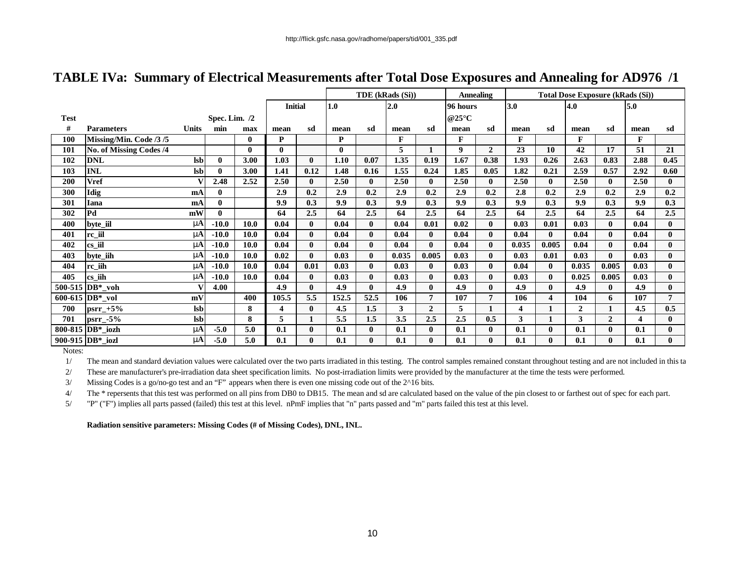http://flick.gsfc.nasa.gov/radhome/papers/tid/001_335.pdf

# TABLE IVa: Summary of Electrical Measurements after Total Dose Exposures and Annealing for AD976 /1

| | | | | | | | TDE (kRads (Si)) | | | | Annealing | | Total Dose Exposure (kRads (Si)) | | | | | |
|---|---|---|---|---|---|---|---|---|---|---|---|---|---|---|---|---|---|---|
| | | | | | Initial | | 1.0 | | 2.0 | | 96 hours | | 3.0 | | 4.0 | | 5.0 | |
| Test | | | Spec. Lim. /2 | | | | | | | | @25°C | | | | | | | |
| # | Parameters | Units | min | max | mean | sd | mean | sd | mean | sd | mean | sd | mean | sd | mean | sd | mean | sd |
| 100 | Missing/Min. Code /3 /5 | | | 0 | P | | P | | F | | F | | F | | F | | F | |
| 101 | No. of Missing Codes /4 | | | 0 | 0 | | 0 | | 5 | 1 | 9 | 2 | 23 | 10 | 42 | 17 | 51 | 21 |
| 102 | DNL | lsb | 0 | 3.00 | 1.03 | 0 | 1.10 | 0.07 | 1.35 | 0.19 | 1.67 | 0.38 | 1.93 | 0.26 | 2.63 | 0.83 | 2.88 | 0.45 |
| 103 | INL | lsb | 0 | 3.00 | 1.41 | 0.12 | 1.48 | 0.16 | 1.55 | 0.24 | 1.85 | 0.05 | 1.82 | 0.21 | 2.59 | 0.57 | 2.92 | 0.60 |
| 200 | Vref | V | 2.48 | 2.52 | 2.50 | 0 | 2.50 | 0 | 2.50 | 0 | 2.50 | 0 | 2.50 | 0 | 2.50 | 0 | 2.50 | 0 |
| 300 | Idig | mA | 0 | | 2.9 | 0.2 | 2.9 | 0.2 | 2.9 | 0.2 | 2.9 | 0.2 | 2.8 | 0.2 | 2.9 | 0.2 | 2.9 | 0.2 |
| 301 | Iana | mA | 0 | | 9.9 | 0.3 | 9.9 | 0.3 | 9.9 | 0.3 | 9.9 | 0.3 | 9.9 | 0.3 | 9.9 | 0.3 | 9.9 | 0.3 |
| 302 | Pd | mW | 0 | | 64 | 2.5 | 64 | 2.5 | 64 | 2.5 | 64 | 2.5 | 64 | 2.5 | 64 | 2.5 | 64 | 2.5 |
| 400 | byte_iil | µA | -10.0 | 10.0 | 0.04 | 0 | 0.04 | 0 | 0.04 | 0.01 | 0.02 | 0 | 0.03 | 0.01 | 0.03 | 0 | 0.04 | 0 |
| 401 | rc_iil | µA | -10.0 | 10.0 | 0.04 | 0 | 0.04 | 0 | 0.04 | 0 | 0.04 | 0 | 0.04 | 0 | 0.04 | 0 | 0.04 | 0 |
| 402 | cs_iil | µA | -10.0 | 10.0 | 0.04 | 0 | 0.04 | 0 | 0.04 | 0 | 0.04 | 0 | 0.035 | 0.005 | 0.04 | 0 | 0.04 | 0 |
| 403 | byte_iih | µA | -10.0 | 10.0 | 0.02 | 0 | 0.03 | 0 | 0.035 | 0.005 | 0.03 | 0 | 0.03 | 0.01 | 0.03 | 0 | 0.03 | 0 |
| 404 | rc_iih | µA | -10.0 | 10.0 | 0.04 | 0.01 | 0.03 | 0 | 0.03 | 0 | 0.03 | 0 | 0.04 | 0 | 0.035 | 0.005 | 0.03 | 0 |
| 405 | cs_iih | µA | -10.0 | 10.0 | 0.04 | 0 | 0.03 | 0 | 0.03 | 0 | 0.03 | 0 | 0.03 | 0 | 0.025 | 0.005 | 0.03 | 0 |
| 500-515 | DB*_voh | V | 4.00 | | 4.9 | 0 | 4.9 | 0 | 4.9 | 0 | 4.9 | 0 | 4.9 | 0 | 4.9 | 0 | 4.9 | 0 |
| 600-615 | DB*_vol | mV | | 400 | 105.5 | 5.5 | 152.5 | 52.5 | 106 | 7 | 107 | 7 | 106 | 4 | 104 | 6 | 107 | 7 |
| 700 | psrr_+5% | lsb | | 8 | 4 | 0 | 4.5 | 1.5 | 3 | 2 | 5 | 1 | 4 | 1 | 2 | 1 | 4.5 | 0.5 |
| 701 | psrr_-5% | lsb | | 8 | 5 | 1 | 5.5 | 1.5 | 3.5 | 2.5 | 2.5 | 0.5 | 3 | 1 | 3 | 2 | 4 | 0 |
| 800-815 | DB*_iozh | µA | -5.0 | 5.0 | 0.1 | 0 | 0.1 | 0 | 0.1 | 0 | 0.1 | 0 | 0.1 | 0 | 0.1 | 0 | 0.1 | 0 |
| 900-915 | DB*_iozl | µA | -5.0 | 5.0 | 0.1 | 0 | 0.1 | 0 | 0.1 | 0 | 0.1 | 0 | 0.1 | 0 | 0.1 | 0 | 0.1 | 0 |

Notes:

1/ The mean and standard deviation values were calculated over the two parts irradiated in this testing. The control samples remained constant throughout testing and are not included in this ta

2/ These are manufacturer's pre-irradiation data sheet specification limits. No post-irradiation limits were provided by the manufacturer at the time the tests were performed.

3/ Missing Codes is a go/no-go test and an "F" appears when there is even one missing code out of the 2^16 bits.

4/ The * repersents that this test was performed on all pins from DB0 to DB15. The mean and sd are calculated based on the value of the pin closest to or farthest out of spec for each part.

5/ "P" ("F") implies all parts passed (failed) this test at this level. nPmF implies that "n" parts passed and "m" parts failed this test at this level.

**Radiation sensitive parameters: Missing Codes (# of Missing Codes), DNL, INL.**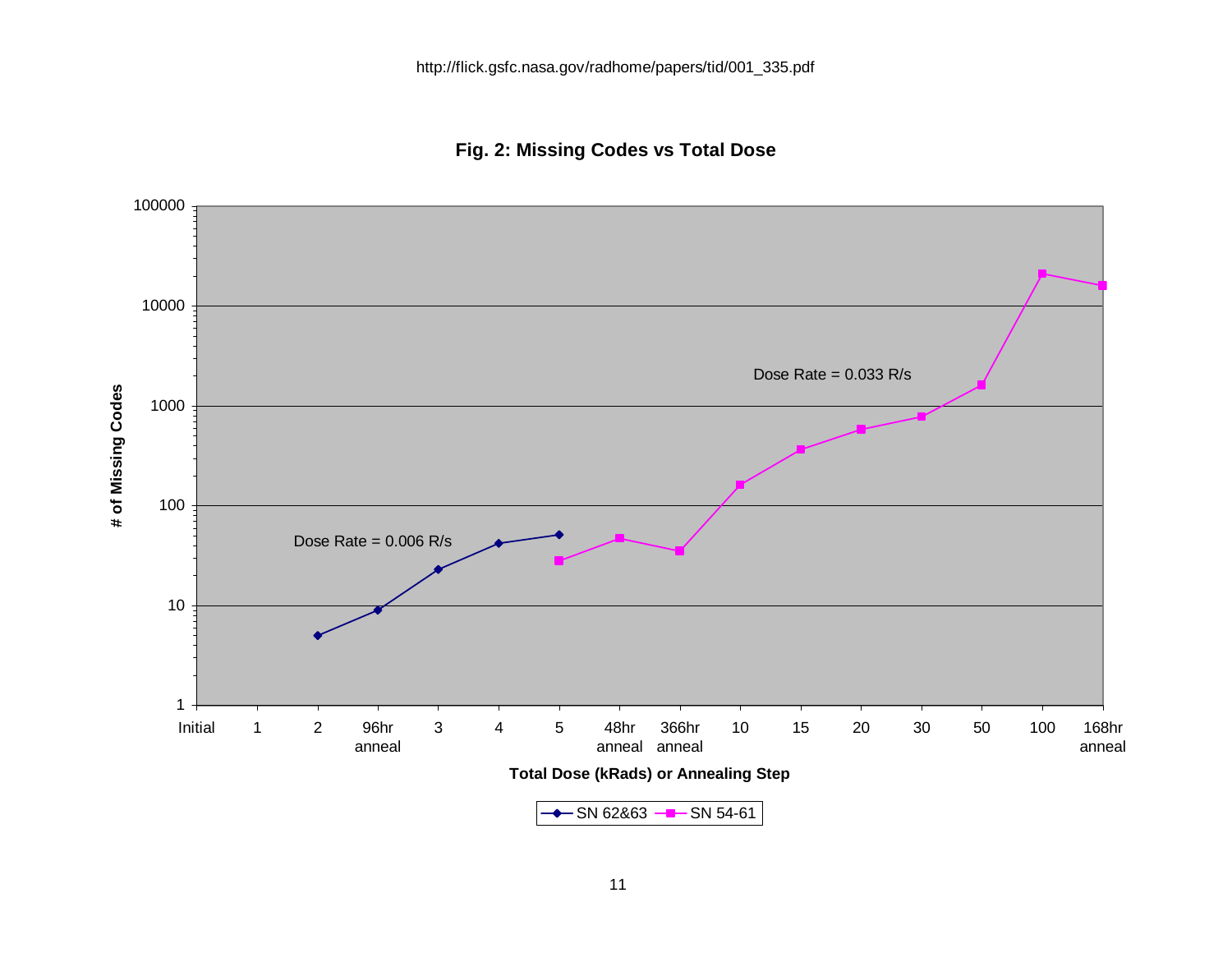http://flick.gsfc.nasa.gov/radhome/papers/tid/001_335.pdf

**Fig. 2: Missing Codes vs Total Dose**

100000
10000
1000
100
10
1

# of Missing Codes

Dose Rate = 0.033 R/s

Dose Rate = 0.006 R/s

Initial
1
2
96hr anneal
3
4
5
48hr anneal
366hr anneal
10
15
20
30
50
100
168hr anneal

Total Dose (kRads) or Annealing Step

SN 62&63
SN 54-61